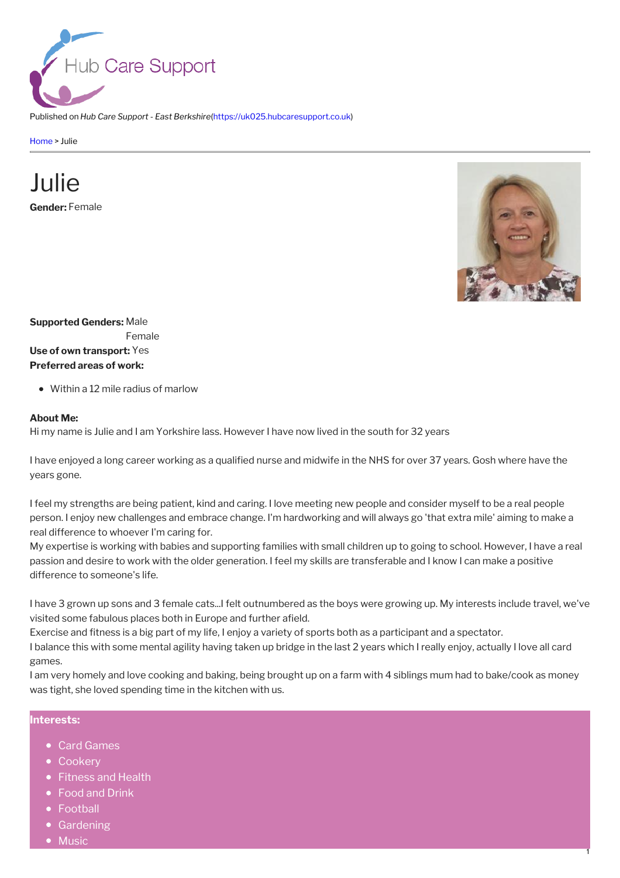Published on *Hub Care Support - East Berkshire*(https://uk025.hubcaresupport.co.uk)

Home > Julie

# Julie

**Gender:** Female

**Supported Genders:** Male
Female

**Use of own transport:** Yes

**Preferred areas of work:**

- Within a 12 mile radius of marlow

**About Me:**

Hi my name is Julie and I am Yorkshire lass. However I have now lived in the south for 32 years

I have enjoyed a long career working as a qualified nurse and midwife in the NHS for over 37 years. Gosh where have the years gone.

I feel my strengths are being patient, kind and caring. I love meeting new people and consider myself to be a real people person. I enjoy new challenges and embrace change. I'm hardworking and will always go 'that extra mile' aiming to make a real difference to whoever I'm caring for.
My expertise is working with babies and supporting families with small children up to going to school. However, I have a real passion and desire to work with the older generation. I feel my skills are transferable and I know I can make a positive difference to someone's life.

I have 3 grown up sons and 3 female cats...I felt outnumbered as the boys were growing up. My interests include travel, we've visited some fabulous places both in Europe and further afield.
Exercise and fitness is a big part of my life, I enjoy a variety of sports both as a participant and a spectator.
I balance this with some mental agility having taken up bridge in the last 2 years which I really enjoy, actually I love all card games.
I am very homely and love cooking and baking, being brought up on a farm with 4 siblings mum had to bake/cook as money was tight, she loved spending time in the kitchen with us.

**Interests:**

- Card Games
- Cookery
- Fitness and Health
- Food and Drink
- Football
- Gardening
- Music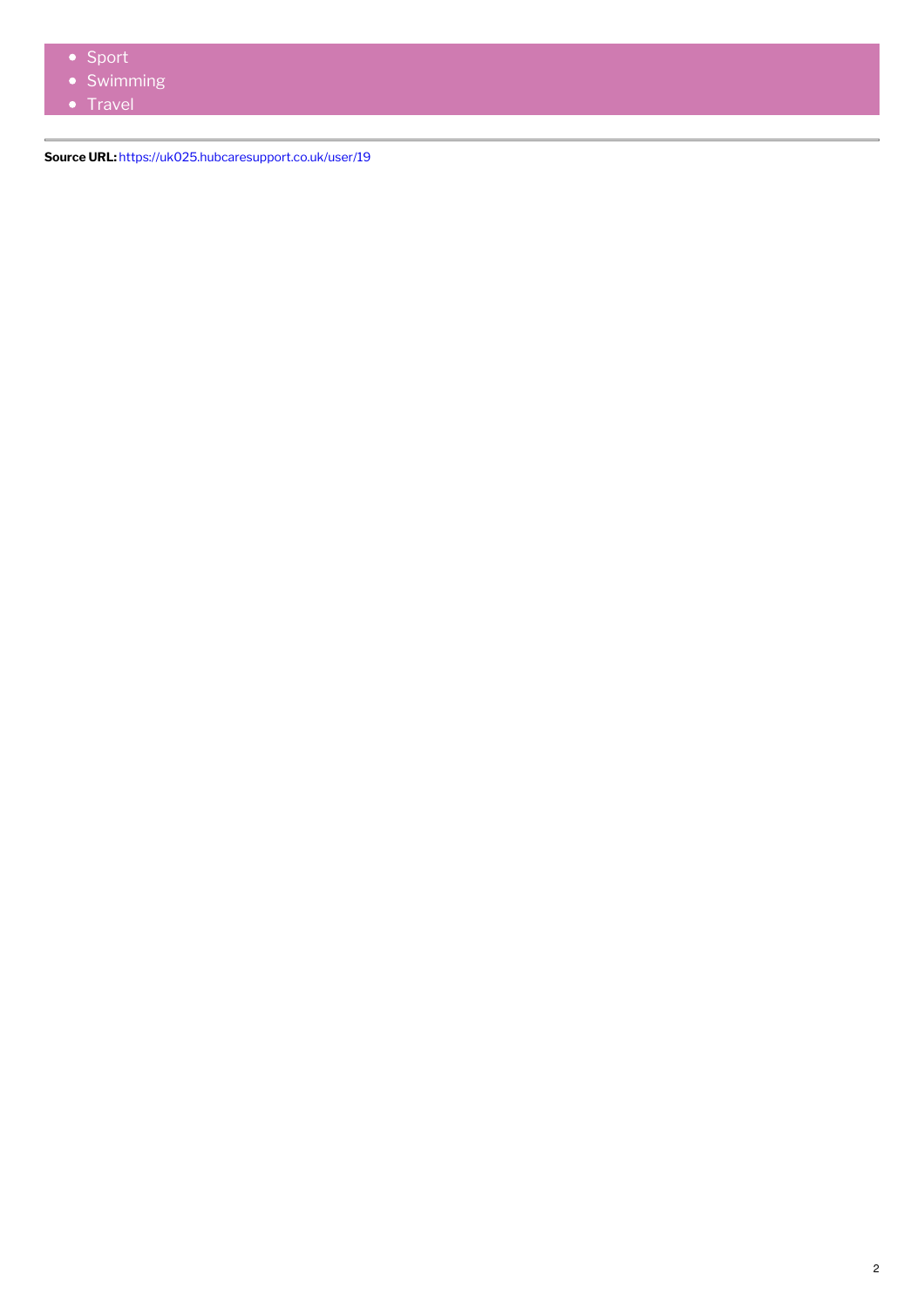- Sport
- Swimming
- Travel

---

**Source URL:** https://uk025.hubcaresupport.co.uk/user/19